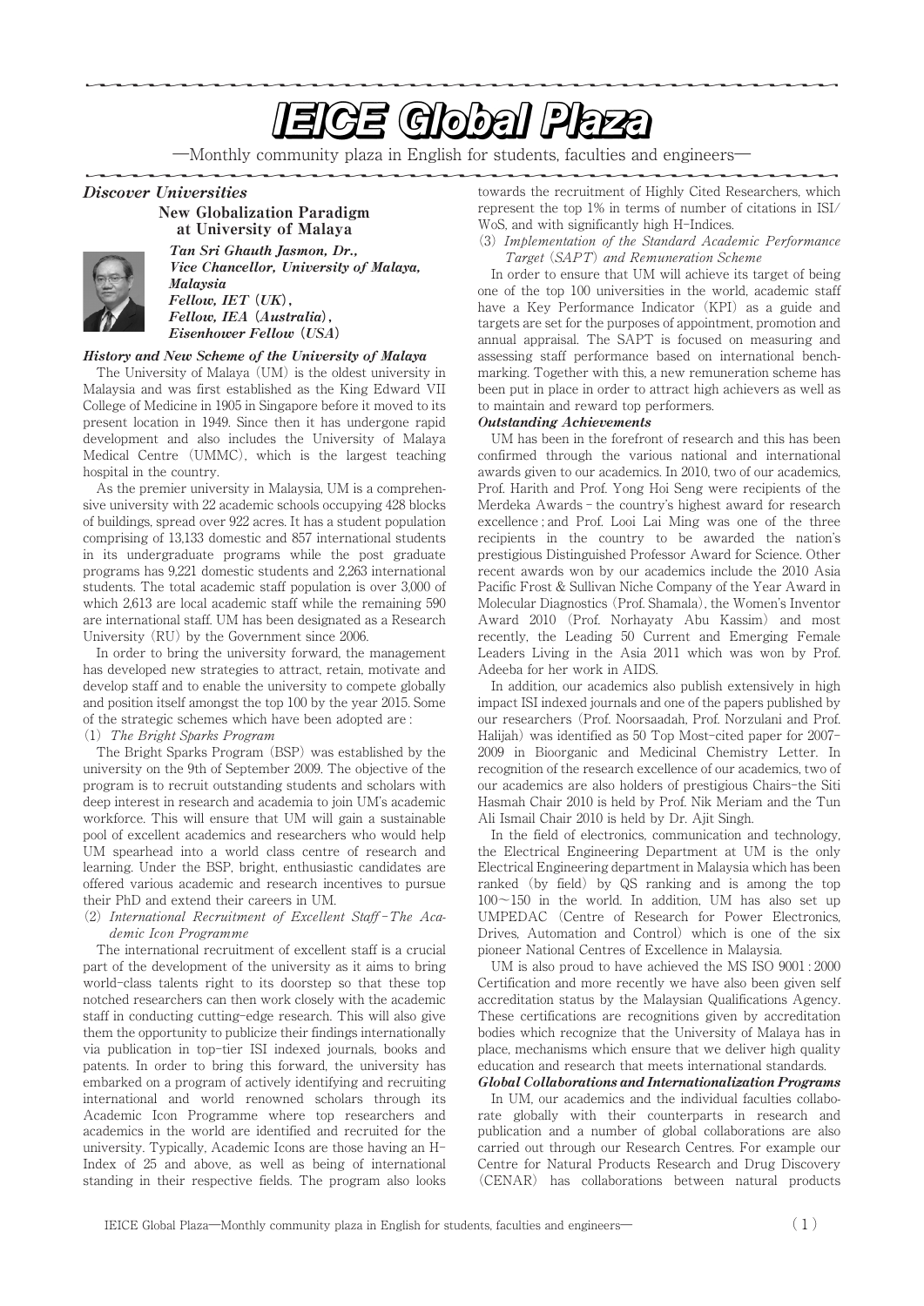# IEICE Global Plaza

—Monthly community plaza in English for students, faculties and engineers—

***Discover Universities***

## New Globalization Paradigm at University of Malaya

***Tan Sri Ghauth Jasmon, Dr., Vice Chancellor, University of Malaya, Malaysia***
***Fellow, IET (UK),***
***Fellow, IEA (Australia),***
***Eisenhower Fellow (USA)***

### *History and New Scheme of the University of Malaya*

The University of Malaya (UM) is the oldest university in Malaysia and was first established as the King Edward VII College of Medicine in 1905 in Singapore before it moved to its present location in 1949. Since then it has undergone rapid development and also includes the University of Malaya Medical Centre (UMMC), which is the largest teaching hospital in the country.

As the premier university in Malaysia, UM is a comprehensive university with 22 academic schools occupying 428 blocks of buildings, spread over 922 acres. It has a student population comprising of 13,133 domestic and 857 international students in its undergraduate programs while the post graduate programs has 9,221 domestic students and 2,263 international students. The total academic staff population is over 3,000 of which 2,613 are local academic staff while the remaining 590 are international staff. UM has been designated as a Research University (RU) by the Government since 2006.

In order to bring the university forward, the management has developed new strategies to attract, retain, motivate and develop staff and to enable the university to compete globally and position itself amongst the top 100 by the year 2015. Some of the strategic schemes which have been adopted are :

(1) *The Bright Sparks Program*

The Bright Sparks Program (BSP) was established by the university on the 9th of September 2009. The objective of the program is to recruit outstanding students and scholars with deep interest in research and academia to join UM's academic workforce. This will ensure that UM will gain a sustainable pool of excellent academics and researchers who would help UM spearhead into a world class centre of research and learning. Under the BSP, bright, enthusiastic candidates are offered various academic and research incentives to pursue their PhD and extend their careers in UM.

(2) *International Recruitment of Excellent Staff‐The Academic Icon Programme*

The international recruitment of excellent staff is a crucial part of the development of the university as it aims to bring world-class talents right to its doorstep so that these top notched researchers can then work closely with the academic staff in conducting cutting-edge research. This will also give them the opportunity to publicize their findings internationally via publication in top-tier ISI indexed journals, books and patents. In order to bring this forward, the university has embarked on a program of actively identifying and recruiting international and world renowned scholars through its Academic Icon Programme where top researchers and academics in the world are identified and recruited for the university. Typically, Academic Icons are those having an H-Index of 25 and above, as well as being of international standing in their respective fields. The program also looks towards the recruitment of Highly Cited Researchers, which represent the top 1% in terms of number of citations in ISI/WoS, and with significantly high H-Indices.

(3) *Implementation of the Standard Academic Performance Target (SAPT) and Remuneration Scheme*

In order to ensure that UM will achieve its target of being one of the top 100 universities in the world, academic staff have a Key Performance Indicator (KPI) as a guide and targets are set for the purposes of appointment, promotion and annual appraisal. The SAPT is focused on measuring and assessing staff performance based on international benchmarking. Together with this, a new remuneration scheme has been put in place in order to attract high achievers as well as to maintain and reward top performers.

### *Outstanding Achievements*

UM has been in the forefront of research and this has been confirmed through the various national and international awards given to our academics. In 2010, two of our academics, Prof. Harith and Prof. Yong Hoi Seng were recipients of the Merdeka Awards‐the country's highest award for research excellence ; and Prof. Looi Lai Ming was one of the three recipients in the country to be awarded the nation's prestigious Distinguished Professor Award for Science. Other recent awards won by our academics include the 2010 Asia Pacific Frost & Sullivan Niche Company of the Year Award in Molecular Diagnostics (Prof. Shamala), the Women's Inventor Award 2010 (Prof. Norhayaty Abu Kassim) and most recently, the Leading 50 Current and Emerging Female Leaders Living in the Asia 2011 which was won by Prof. Adeeba for her work in AIDS.

In addition, our academics also publish extensively in high impact ISI indexed journals and one of the papers published by our researchers (Prof. Noorsaadah, Prof. Norzulani and Prof. Halijah) was identified as 50 Top Most-cited paper for 2007-2009 in Bioorganic and Medicinal Chemistry Letter. In recognition of the research excellence of our academics, two of our academics are also holders of prestigious Chairs-the Siti Hasmah Chair 2010 is held by Prof. Nik Meriam and the Tun Ali Ismail Chair 2010 is held by Dr. Ajit Singh.

In the field of electronics, communication and technology, the Electrical Engineering Department at UM is the only Electrical Engineering department in Malaysia which has been ranked (by field) by QS ranking and is among the top 100～150 in the world. In addition, UM has also set up UMPEDAC (Centre of Research for Power Electronics, Drives, Automation and Control) which is one of the six pioneer National Centres of Excellence in Malaysia.

UM is also proud to have achieved the MS ISO 9001 : 2000 Certification and more recently we have also been given self accreditation status by the Malaysian Qualifications Agency. These certifications are recognitions given by accreditation bodies which recognize that the University of Malaya has in place, mechanisms which ensure that we deliver high quality education and research that meets international standards.

### *Global Collaborations and Internationalization Programs*

In UM, our academics and the individual faculties collaborate globally with their counterparts in research and publication and a number of global collaborations are also carried out through our Research Centres. For example our Centre for Natural Products Research and Drug Discovery (CENAR) has collaborations between natural products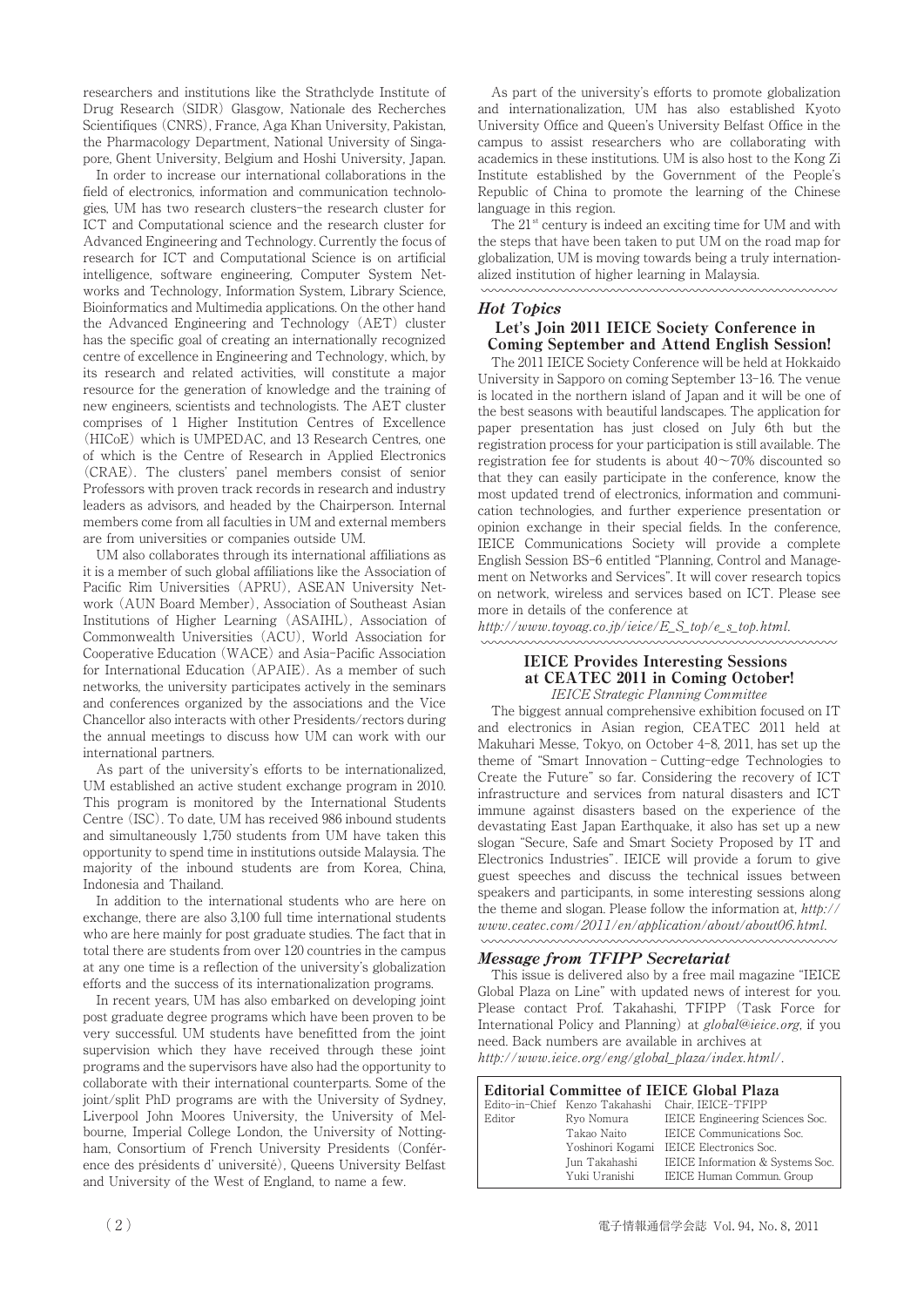researchers and institutions like the Strathclyde Institute of Drug Research (SIDR) Glasgow, Nationale des Recherches Scientifiques (CNRS), France, Aga Khan University, Pakistan, the Pharmacology Department, National University of Singapore, Ghent University, Belgium and Hoshi University, Japan.

In order to increase our international collaborations in the field of electronics, information and communication technologies, UM has two research clusters–the research cluster for ICT and Computational science and the research cluster for Advanced Engineering and Technology. Currently the focus of research for ICT and Computational Science is on artificial intelligence, software engineering, Computer System Networks and Technology, Information System, Library Science, Bioinformatics and Multimedia applications. On the other hand the Advanced Engineering and Technology (AET) cluster has the specific goal of creating an internationally recognized centre of excellence in Engineering and Technology, which, by its research and related activities, will constitute a major resource for the generation of knowledge and the training of new engineers, scientists and technologists. The AET cluster comprises of 1 Higher Institution Centres of Excellence (HICoE) which is UMPEDAC, and 13 Research Centres, one of which is the Centre of Research in Applied Electronics (CRAE). The clusters' panel members consist of senior Professors with proven track records in research and industry leaders as advisors, and headed by the Chairperson. Internal members come from all faculties in UM and external members are from universities or companies outside UM.

UM also collaborates through its international affiliations as it is a member of such global affiliations like the Association of Pacific Rim Universities (APRU), ASEAN University Network (AUN Board Member), Association of Southeast Asian Institutions of Higher Learning (ASAIHL), Association of Commonwealth Universities (ACU), World Association for Cooperative Education (WACE) and Asia-Pacific Association for International Education (APAIE). As a member of such networks, the university participates actively in the seminars and conferences organized by the associations and the Vice Chancellor also interacts with other Presidents/rectors during the annual meetings to discuss how UM can work with our international partners.

As part of the university's efforts to be internationalized, UM established an active student exchange program in 2010. This program is monitored by the International Students Centre (ISC). To date, UM has received 986 inbound students and simultaneously 1,750 students from UM have taken this opportunity to spend time in institutions outside Malaysia. The majority of the inbound students are from Korea, China, Indonesia and Thailand.

In addition to the international students who are here on exchange, there are also 3,100 full time international students who are here mainly for post graduate studies. The fact that in total there are students from over 120 countries in the campus at any one time is a reflection of the university's globalization efforts and the success of its internationalization programs.

In recent years, UM has also embarked on developing joint post graduate degree programs which have been proven to be very successful. UM students have benefitted from the joint supervision which they have received through these joint programs and the supervisors have also had the opportunity to collaborate with their international counterparts. Some of the joint/split PhD programs are with the University of Sydney, Liverpool John Moores University, the University of Melbourne, Imperial College London, the University of Nottingham, Consortium of French University Presidents (Conférence des présidents d' université), Queens University Belfast and University of the West of England, to name a few.

As part of the university's efforts to promote globalization and internationalization, UM has also established Kyoto University Office and Queen's University Belfast Office in the campus to assist researchers who are collaborating with academics in these institutions. UM is also host to the Kong Zi Institute established by the Government of the People's Republic of China to promote the learning of the Chinese language in this region.

The $21^{st}$ century is indeed an exciting time for UM and with the steps that have been taken to put UM on the road map for globalization, UM is moving towards being a truly internationalized institution of higher learning in Malaysia.

## *Hot Topics*

### Let's Join 2011 IEICE Society Conference in Coming September and Attend English Session!

The 2011 IEICE Society Conference will be held at Hokkaido University in Sapporo on coming September 13–16. The venue is located in the northern island of Japan and it will be one of the best seasons with beautiful landscapes. The application for paper presentation has just closed on July 6th but the registration process for your participation is still available. The registration fee for students is about 40～70% discounted so that they can easily participate in the conference, know the most updated trend of electronics, information and communication technologies, and further experience presentation or opinion exchange in their special fields. In the conference, IEICE Communications Society will provide a complete English Session BS-6 entitled "Planning, Control and Management on Networks and Services". It will cover research topics on network, wireless and services based on ICT. Please see more in details of the conference at
*http://www.toyoag.co.jp/ieice/E_S_top/e_s_top.html*.

### IEICE Provides Interesting Sessions at CEATEC 2011 in Coming October!

*IEICE Strategic Planning Committee*

The biggest annual comprehensive exhibition focused on IT and electronics in Asian region, CEATEC 2011 held at Makuhari Messe, Tokyo, on October 4–8, 2011, has set up the theme of "Smart Innovation – Cutting-edge Technologies to Create the Future" so far. Considering the recovery of ICT infrastructure and services from natural disasters and ICT immune against disasters based on the experience of the devastating East Japan Earthquake, it also has set up a new slogan "Secure, Safe and Smart Society Proposed by IT and Electronics Industries". IEICE will provide a forum to give guest speeches and discuss the technical issues between speakers and participants, in some interesting sessions along the theme and slogan. Please follow the information at, *http://www.ceatec.com/2011/en/application/about/about06.html*.

## *Message from TFIPP Secretariat*

This issue is delivered also by a free mail magazine "IEICE Global Plaza on Line" with updated news of interest for you. Please contact Prof. Takahashi, TFIPP (Task Force for International Policy and Planning) at *global@ieice.org*, if you need. Back numbers are available in archives at
*http://www.ieice.org/eng/global_plaza/index.html/*.

**Editorial Committee of IEICE Global Plaza**

| | | |
|---|---|---|
| Edito-in-Chief | Kenzo Takahashi | Chair, IEICE-TFIPP |
| Editor | Ryo Nomura | IEICE Engineering Sciences Soc. |
| | Takao Naito | IEICE Communications Soc. |
| | Yoshinori Kogami | IEICE Electronics Soc. |
| | Jun Takahashi | IEICE Information & Systems Soc. |
| | Yuki Uranishi | IEICE Human Commun. Group |